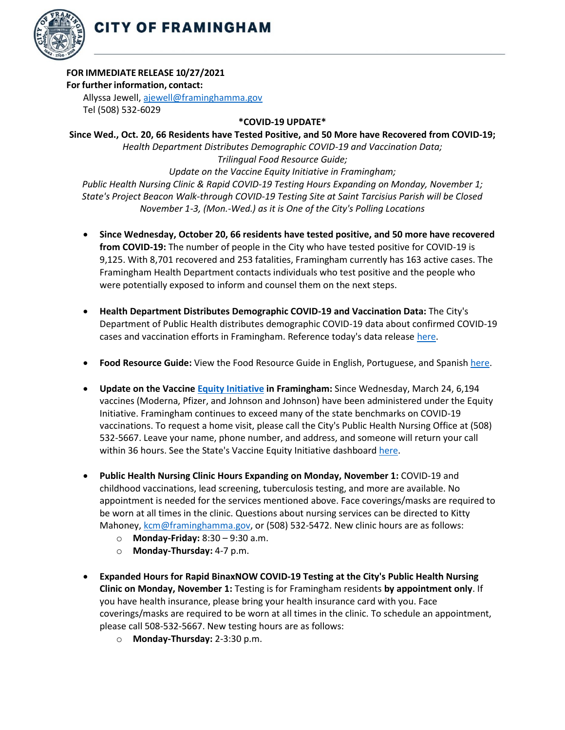# CITY OF FRAMINGHAM

**FOR IMMEDIATE RELEASE 10/27/2021**
**For further information, contact:**
Allyssa Jewell, [ajewell@framinghamma.gov](mailto:ajewell@framinghamma.gov)
Tel (508) 532-6029

**\*COVID-19 UPDATE\***

**Since Wed., Oct. 20, 66 Residents have Tested Positive, and 50 More have Recovered from COVID-19;**
*Health Department Distributes Demographic COVID-19 and Vaccination Data;*
*Trilingual Food Resource Guide;*
*Update on the Vaccine Equity Initiative in Framingham;*
*Public Health Nursing Clinic & Rapid COVID-19 Testing Hours Expanding on Monday, November 1;*
*State's Project Beacon Walk-through COVID-19 Testing Site at Saint Tarcisius Parish will be Closed November 1-3, (Mon.-Wed.) as it is One of the City's Polling Locations*

- **Since Wednesday, October 20, 66 residents have tested positive, and 50 more have recovered from COVID-19:** The number of people in the City who have tested positive for COVID-19 is 9,125. With 8,701 recovered and 253 fatalities, Framingham currently has 163 active cases. The Framingham Health Department contacts individuals who test positive and the people who were potentially exposed to inform and counsel them on the next steps.

- **Health Department Distributes Demographic COVID-19 and Vaccination Data:** The City's Department of Public Health distributes demographic COVID-19 data about confirmed COVID-19 cases and vaccination efforts in Framingham. Reference today's data release here.

- **Food Resource Guide:** View the Food Resource Guide in English, Portuguese, and Spanish here.

- **Update on the Vaccine Equity Initiative in Framingham:** Since Wednesday, March 24, 6,194 vaccines (Moderna, Pfizer, and Johnson and Johnson) have been administered under the Equity Initiative. Framingham continues to exceed many of the state benchmarks on COVID-19 vaccinations. To request a home visit, please call the City's Public Health Nursing Office at (508) 532-5667. Leave your name, phone number, and address, and someone will return your call within 36 hours. See the State's Vaccine Equity Initiative dashboard here.

- **Public Health Nursing Clinic Hours Expanding on Monday, November 1:** COVID-19 and childhood vaccinations, lead screening, tuberculosis testing, and more are available. No appointment is needed for the services mentioned above. Face coverings/masks are required to be worn at all times in the clinic. Questions about nursing services can be directed to Kitty Mahoney, [kcm@framinghamma.gov](mailto:kcm@framinghamma.gov), or (508) 532-5472. New clinic hours are as follows:
  - **Monday-Friday:** 8:30 – 9:30 a.m.
  - **Monday-Thursday:** 4-7 p.m.

- **Expanded Hours for Rapid BinaxNOW COVID-19 Testing at the City's Public Health Nursing Clinic on Monday, November 1:** Testing is for Framingham residents **by appointment only**. If you have health insurance, please bring your health insurance card with you. Face coverings/masks are required to be worn at all times in the clinic. To schedule an appointment, please call 508-532-5667. New testing hours are as follows:
  - **Monday-Thursday:** 2-3:30 p.m.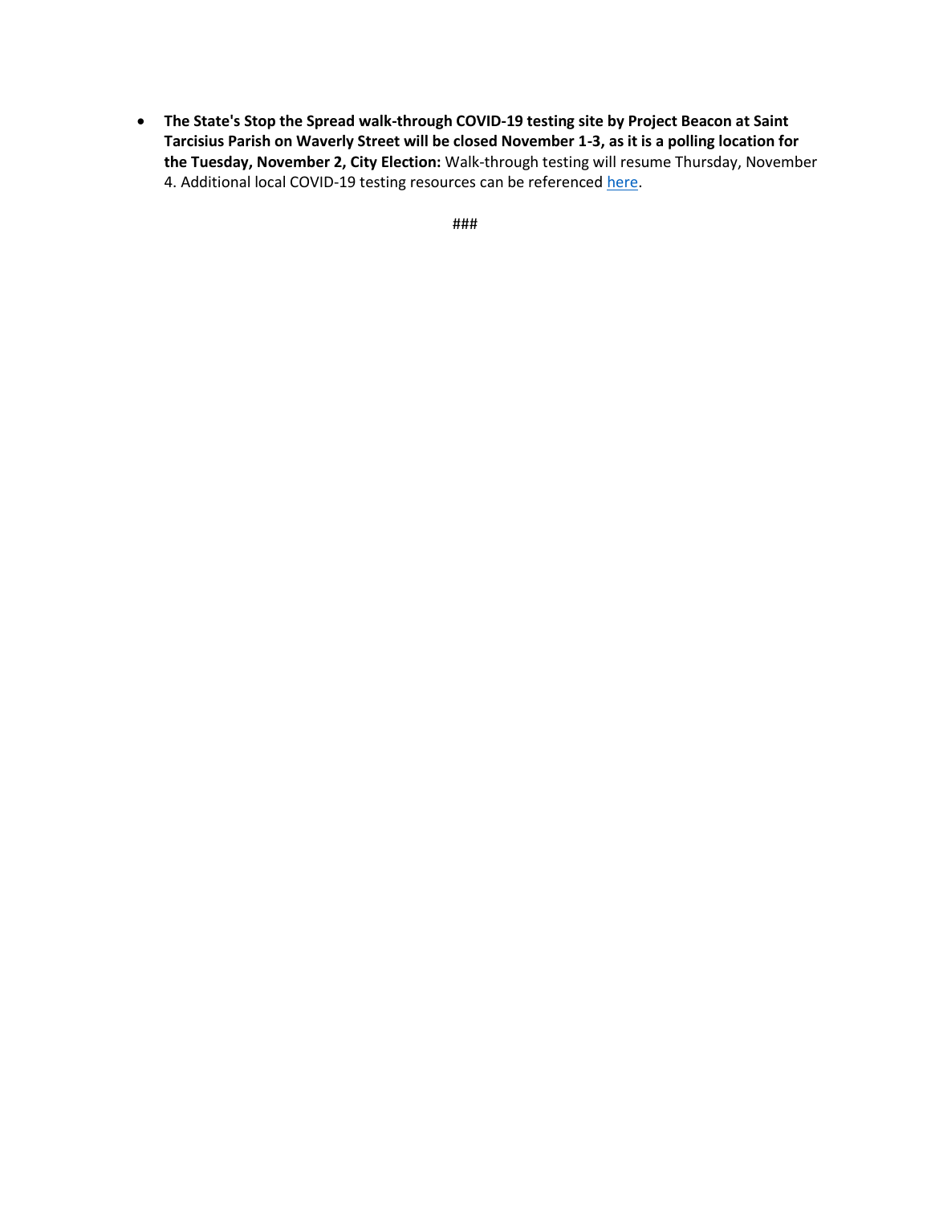- **The State's Stop the Spread walk-through COVID-19 testing site by Project Beacon at Saint Tarcisius Parish on Waverly Street will be closed November 1-3, as it is a polling location for the Tuesday, November 2, City Election:** Walk-through testing will resume Thursday, November 4. Additional local COVID-19 testing resources can be referenced here.

###